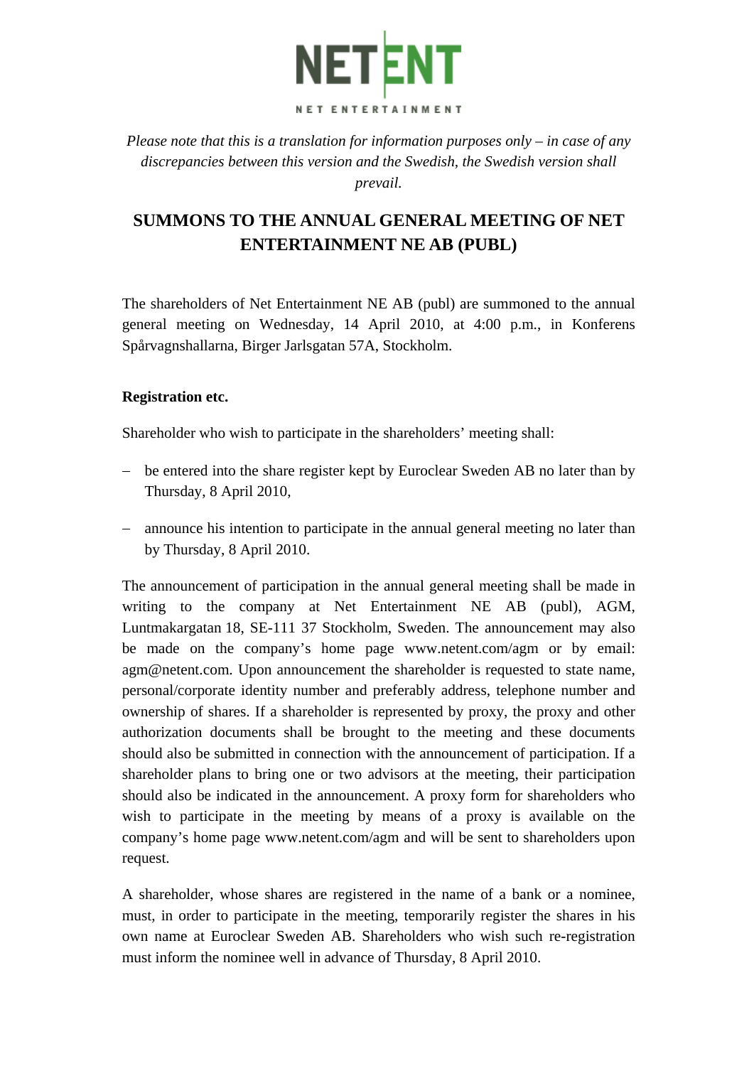NETENT

NET ENTERTAINMENT

*Please note that this is a translation for information purposes only – in case of any discrepancies between this version and the Swedish, the Swedish version shall prevail.*

# SUMMONS TO THE ANNUAL GENERAL MEETING OF NET ENTERTAINMENT NE AB (PUBL)

The shareholders of Net Entertainment NE AB (publ) are summoned to the annual general meeting on Wednesday, 14 April 2010, at 4:00 p.m., in Konferens Spårvagnshallarna, Birger Jarlsgatan 57A, Stockholm.

**Registration etc.**

Shareholder who wish to participate in the shareholders' meeting shall:

- be entered into the share register kept by Euroclear Sweden AB no later than by Thursday, 8 April 2010,
- announce his intention to participate in the annual general meeting no later than by Thursday, 8 April 2010.

The announcement of participation in the annual general meeting shall be made in writing to the company at Net Entertainment NE AB (publ), AGM, Luntmakargatan 18, SE-111 37 Stockholm, Sweden. The announcement may also be made on the company's home page www.netent.com/agm or by email: agm@netent.com. Upon announcement the shareholder is requested to state name, personal/corporate identity number and preferably address, telephone number and ownership of shares. If a shareholder is represented by proxy, the proxy and other authorization documents shall be brought to the meeting and these documents should also be submitted in connection with the announcement of participation. If a shareholder plans to bring one or two advisors at the meeting, their participation should also be indicated in the announcement. A proxy form for shareholders who wish to participate in the meeting by means of a proxy is available on the company's home page www.netent.com/agm and will be sent to shareholders upon request.

A shareholder, whose shares are registered in the name of a bank or a nominee, must, in order to participate in the meeting, temporarily register the shares in his own name at Euroclear Sweden AB. Shareholders who wish such re-registration must inform the nominee well in advance of Thursday, 8 April 2010.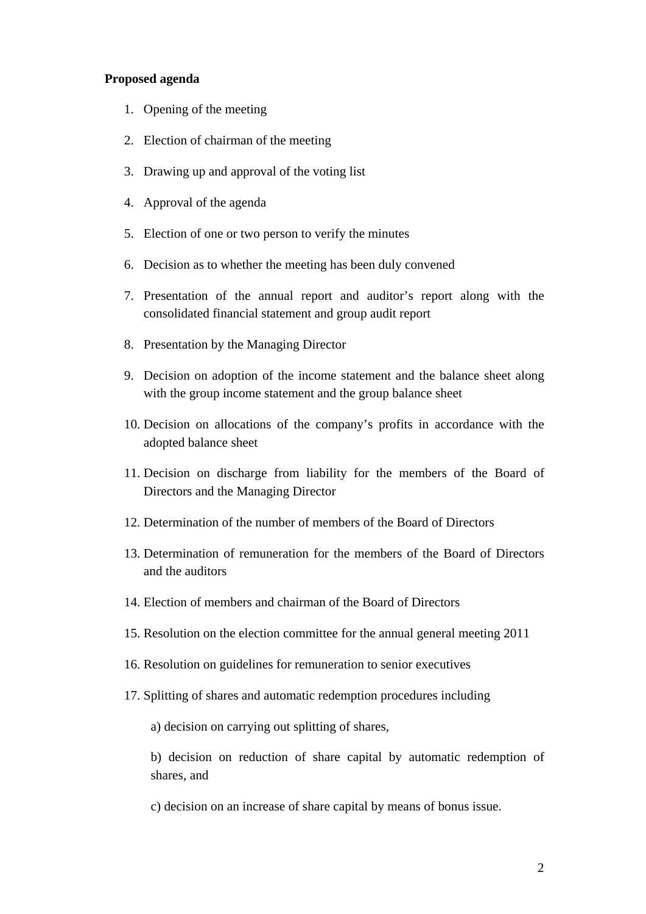**Proposed agenda**

1. Opening of the meeting
2. Election of chairman of the meeting
3. Drawing up and approval of the voting list
4. Approval of the agenda
5. Election of one or two person to verify the minutes
6. Decision as to whether the meeting has been duly convened
7. Presentation of the annual report and auditor's report along with the consolidated financial statement and group audit report
8. Presentation by the Managing Director
9. Decision on adoption of the income statement and the balance sheet along with the group income statement and the group balance sheet
10. Decision on allocations of the company's profits in accordance with the adopted balance sheet
11. Decision on discharge from liability for the members of the Board of Directors and the Managing Director
12. Determination of the number of members of the Board of Directors
13. Determination of remuneration for the members of the Board of Directors and the auditors
14. Election of members and chairman of the Board of Directors
15. Resolution on the election committee for the annual general meeting 2011
16. Resolution on guidelines for remuneration to senior executives
17. Splitting of shares and automatic redemption procedures including

    a) decision on carrying out splitting of shares,

    b) decision on reduction of share capital by automatic redemption of shares, and

    c) decision on an increase of share capital by means of bonus issue.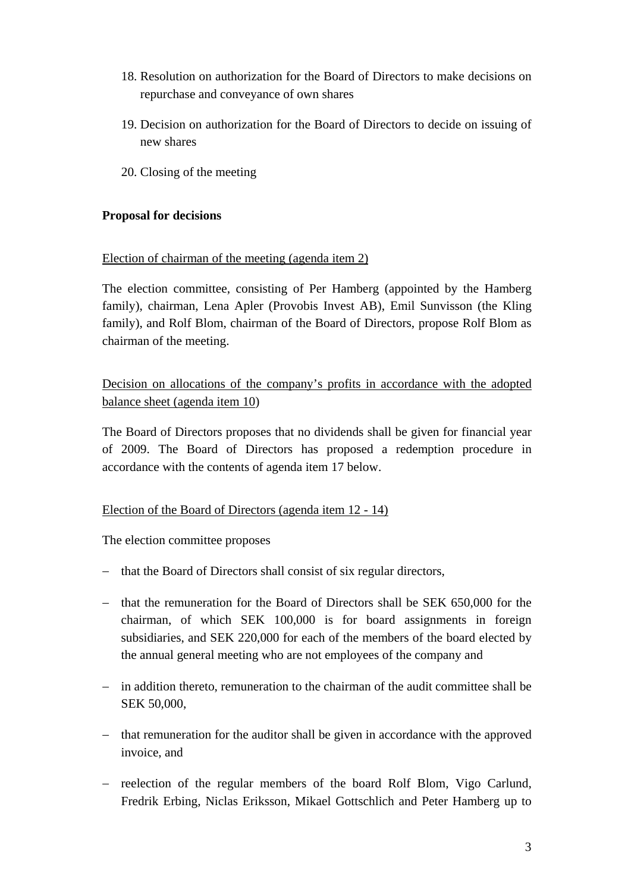18. Resolution on authorization for the Board of Directors to make decisions on repurchase and conveyance of own shares

19. Decision on authorization for the Board of Directors to decide on issuing of new shares

20. Closing of the meeting

**Proposal for decisions**

Election of chairman of the meeting (agenda item 2)

The election committee, consisting of Per Hamberg (appointed by the Hamberg family), chairman, Lena Apler (Provobis Invest AB), Emil Sunvisson (the Kling family), and Rolf Blom, chairman of the Board of Directors, propose Rolf Blom as chairman of the meeting.

Decision on allocations of the company's profits in accordance with the adopted balance sheet (agenda item 10)

The Board of Directors proposes that no dividends shall be given for financial year of 2009. The Board of Directors has proposed a redemption procedure in accordance with the contents of agenda item 17 below.

Election of the Board of Directors (agenda item 12 - 14)

The election committee proposes

- that the Board of Directors shall consist of six regular directors,

- that the remuneration for the Board of Directors shall be SEK 650,000 for the chairman, of which SEK 100,000 is for board assignments in foreign subsidiaries, and SEK 220,000 for each of the members of the board elected by the annual general meeting who are not employees of the company and

- in addition thereto, remuneration to the chairman of the audit committee shall be SEK 50,000,

- that remuneration for the auditor shall be given in accordance with the approved invoice, and

- reelection of the regular members of the board Rolf Blom, Vigo Carlund, Fredrik Erbing, Niclas Eriksson, Mikael Gottschlich and Peter Hamberg up to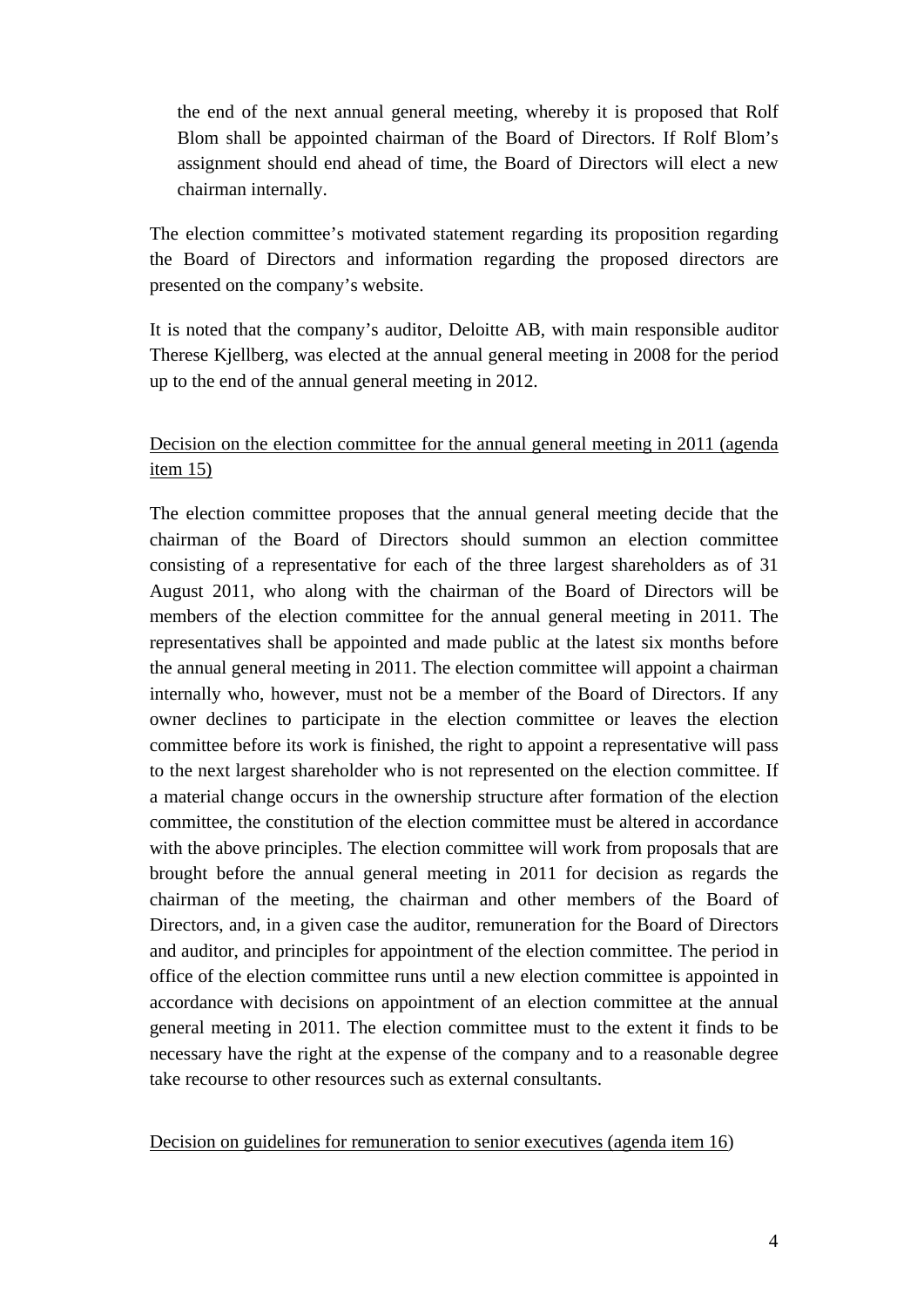the end of the next annual general meeting, whereby it is proposed that Rolf Blom shall be appointed chairman of the Board of Directors. If Rolf Blom's assignment should end ahead of time, the Board of Directors will elect a new chairman internally.

The election committee's motivated statement regarding its proposition regarding the Board of Directors and information regarding the proposed directors are presented on the company's website.

It is noted that the company's auditor, Deloitte AB, with main responsible auditor Therese Kjellberg, was elected at the annual general meeting in 2008 for the period up to the end of the annual general meeting in 2012.

Decision on the election committee for the annual general meeting in 2011 (agenda item 15)

The election committee proposes that the annual general meeting decide that the chairman of the Board of Directors should summon an election committee consisting of a representative for each of the three largest shareholders as of 31 August 2011, who along with the chairman of the Board of Directors will be members of the election committee for the annual general meeting in 2011. The representatives shall be appointed and made public at the latest six months before the annual general meeting in 2011. The election committee will appoint a chairman internally who, however, must not be a member of the Board of Directors. If any owner declines to participate in the election committee or leaves the election committee before its work is finished, the right to appoint a representative will pass to the next largest shareholder who is not represented on the election committee. If a material change occurs in the ownership structure after formation of the election committee, the constitution of the election committee must be altered in accordance with the above principles. The election committee will work from proposals that are brought before the annual general meeting in 2011 for decision as regards the chairman of the meeting, the chairman and other members of the Board of Directors, and, in a given case the auditor, remuneration for the Board of Directors and auditor, and principles for appointment of the election committee. The period in office of the election committee runs until a new election committee is appointed in accordance with decisions on appointment of an election committee at the annual general meeting in 2011. The election committee must to the extent it finds to be necessary have the right at the expense of the company and to a reasonable degree take recourse to other resources such as external consultants.

Decision on guidelines for remuneration to senior executives (agenda item 16)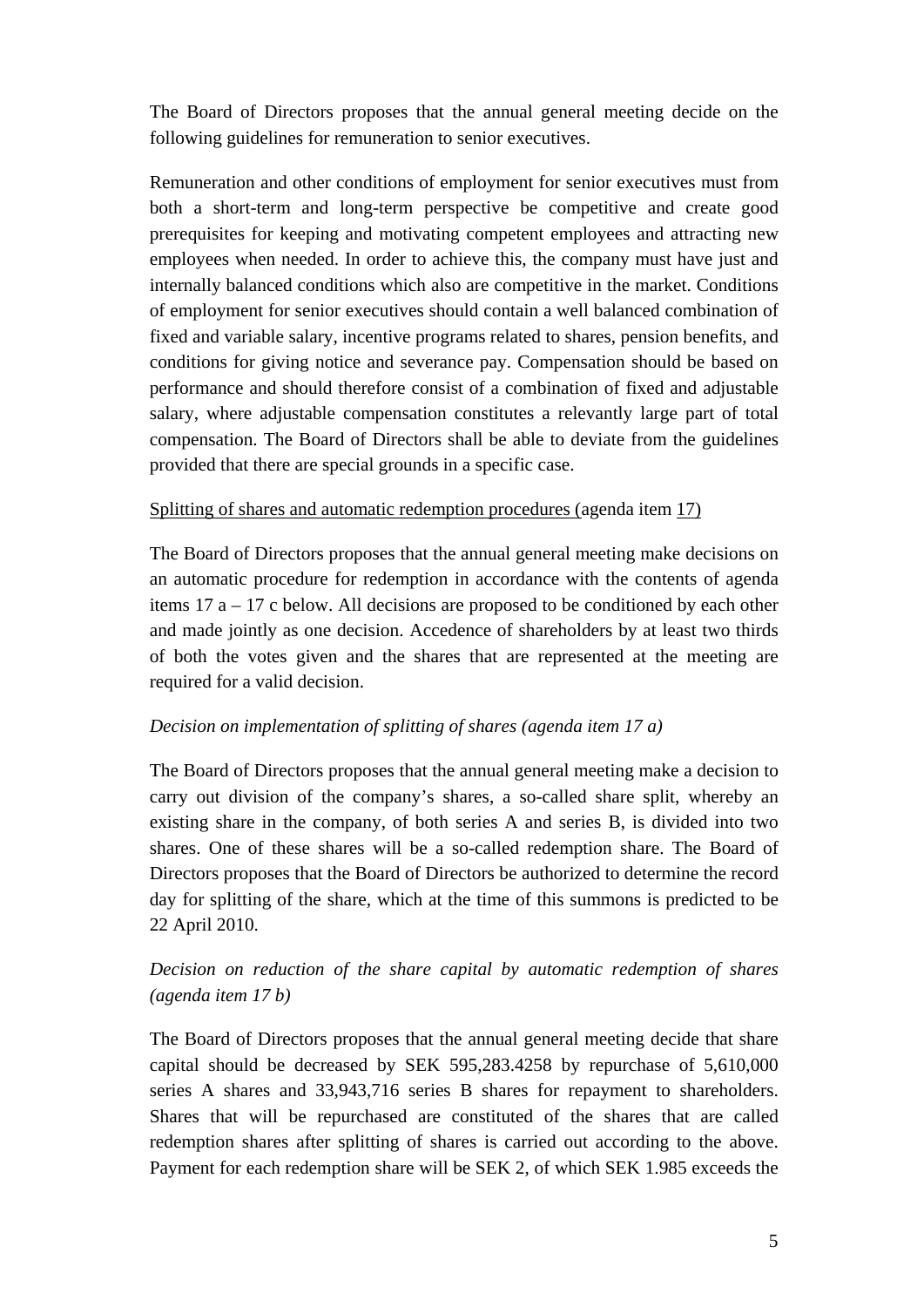The Board of Directors proposes that the annual general meeting decide on the following guidelines for remuneration to senior executives.

Remuneration and other conditions of employment for senior executives must from both a short-term and long-term perspective be competitive and create good prerequisites for keeping and motivating competent employees and attracting new employees when needed. In order to achieve this, the company must have just and internally balanced conditions which also are competitive in the market. Conditions of employment for senior executives should contain a well balanced combination of fixed and variable salary, incentive programs related to shares, pension benefits, and conditions for giving notice and severance pay. Compensation should be based on performance and should therefore consist of a combination of fixed and adjustable salary, where adjustable compensation constitutes a relevantly large part of total compensation. The Board of Directors shall be able to deviate from the guidelines provided that there are special grounds in a specific case.

Splitting of shares and automatic redemption procedures (agenda item 17)

The Board of Directors proposes that the annual general meeting make decisions on an automatic procedure for redemption in accordance with the contents of agenda items 17 a – 17 c below. All decisions are proposed to be conditioned by each other and made jointly as one decision. Accedence of shareholders by at least two thirds of both the votes given and the shares that are represented at the meeting are required for a valid decision.

*Decision on implementation of splitting of shares (agenda item 17 a)*

The Board of Directors proposes that the annual general meeting make a decision to carry out division of the company's shares, a so-called share split, whereby an existing share in the company, of both series A and series B, is divided into two shares. One of these shares will be a so-called redemption share. The Board of Directors proposes that the Board of Directors be authorized to determine the record day for splitting of the share, which at the time of this summons is predicted to be 22 April 2010.

*Decision on reduction of the share capital by automatic redemption of shares (agenda item 17 b)*

The Board of Directors proposes that the annual general meeting decide that share capital should be decreased by SEK 595,283.4258 by repurchase of 5,610,000 series A shares and 33,943,716 series B shares for repayment to shareholders. Shares that will be repurchased are constituted of the shares that are called redemption shares after splitting of shares is carried out according to the above. Payment for each redemption share will be SEK 2, of which SEK 1.985 exceeds the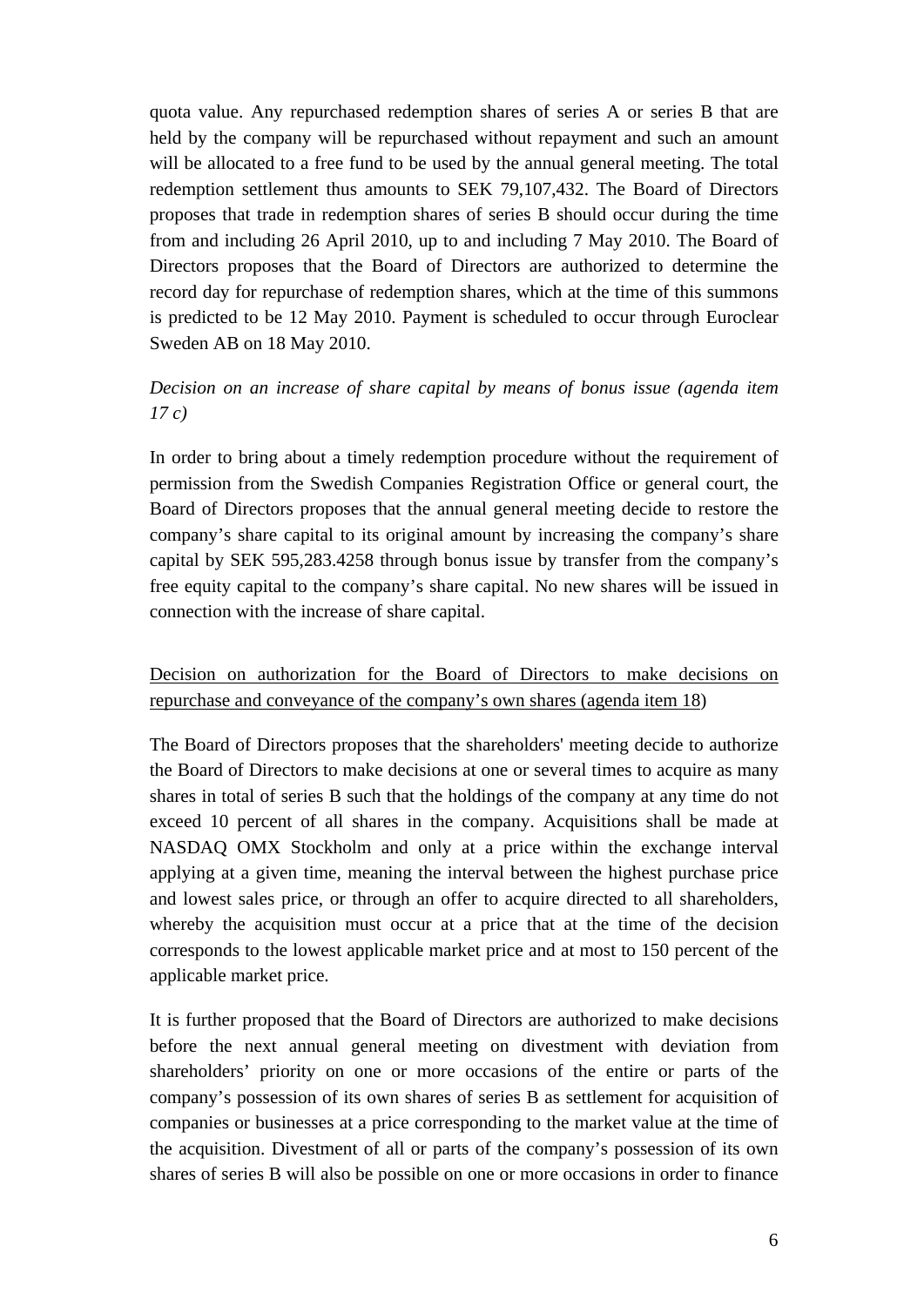quota value. Any repurchased redemption shares of series A or series B that are held by the company will be repurchased without repayment and such an amount will be allocated to a free fund to be used by the annual general meeting. The total redemption settlement thus amounts to SEK 79,107,432. The Board of Directors proposes that trade in redemption shares of series B should occur during the time from and including 26 April 2010, up to and including 7 May 2010. The Board of Directors proposes that the Board of Directors are authorized to determine the record day for repurchase of redemption shares, which at the time of this summons is predicted to be 12 May 2010. Payment is scheduled to occur through Euroclear Sweden AB on 18 May 2010.

*Decision on an increase of share capital by means of bonus issue (agenda item 17 c)*

In order to bring about a timely redemption procedure without the requirement of permission from the Swedish Companies Registration Office or general court, the Board of Directors proposes that the annual general meeting decide to restore the company's share capital to its original amount by increasing the company's share capital by SEK 595,283.4258 through bonus issue by transfer from the company's free equity capital to the company's share capital. No new shares will be issued in connection with the increase of share capital.

<u>Decision on authorization for the Board of Directors to make decisions on repurchase and conveyance of the company's own shares (agenda item 18</u>)

The Board of Directors proposes that the shareholders' meeting decide to authorize the Board of Directors to make decisions at one or several times to acquire as many shares in total of series B such that the holdings of the company at any time do not exceed 10 percent of all shares in the company. Acquisitions shall be made at NASDAQ OMX Stockholm and only at a price within the exchange interval applying at a given time, meaning the interval between the highest purchase price and lowest sales price, or through an offer to acquire directed to all shareholders, whereby the acquisition must occur at a price that at the time of the decision corresponds to the lowest applicable market price and at most to 150 percent of the applicable market price.

It is further proposed that the Board of Directors are authorized to make decisions before the next annual general meeting on divestment with deviation from shareholders' priority on one or more occasions of the entire or parts of the company's possession of its own shares of series B as settlement for acquisition of companies or businesses at a price corresponding to the market value at the time of the acquisition. Divestment of all or parts of the company's possession of its own shares of series B will also be possible on one or more occasions in order to finance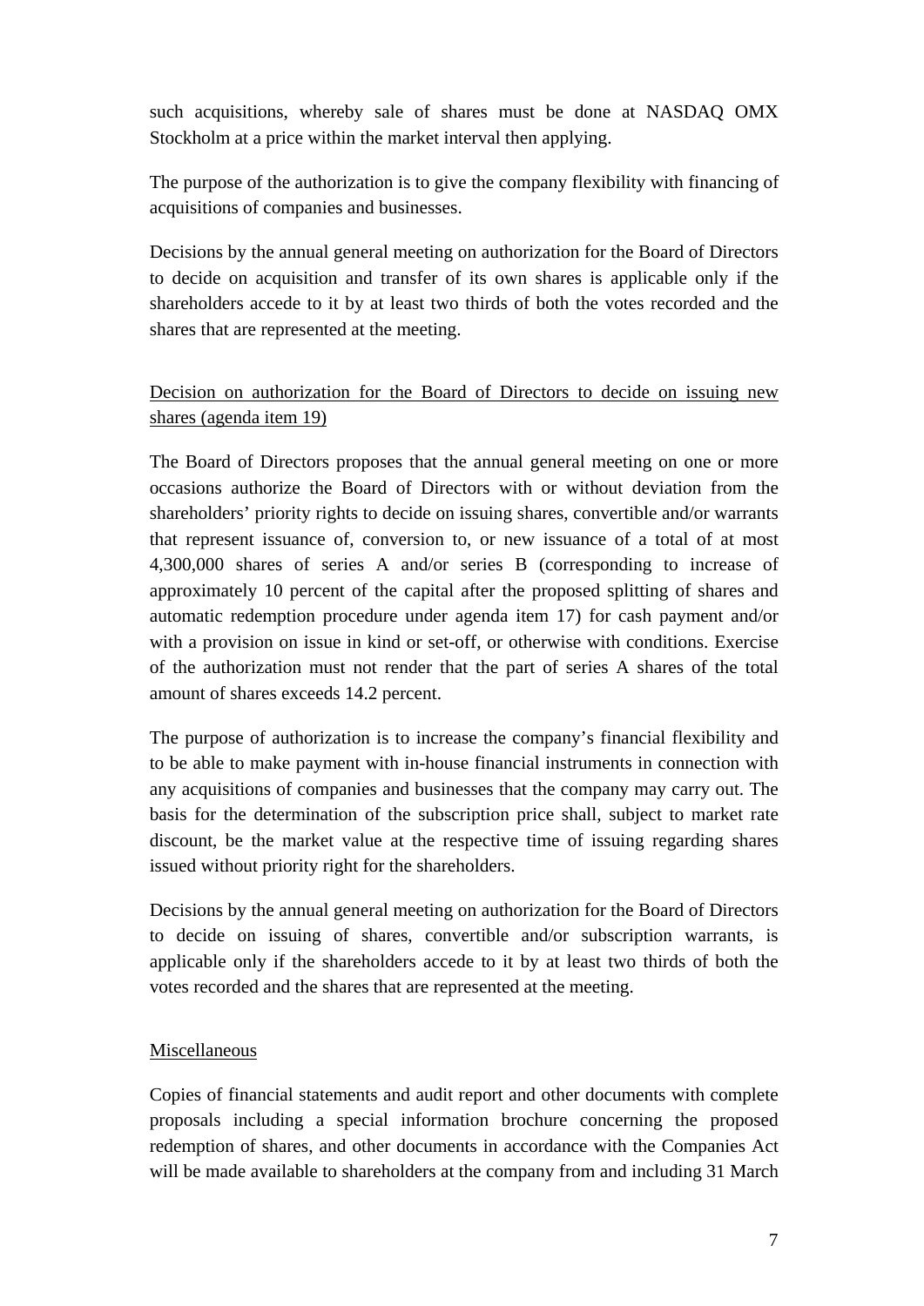such acquisitions, whereby sale of shares must be done at NASDAQ OMX Stockholm at a price within the market interval then applying.

The purpose of the authorization is to give the company flexibility with financing of acquisitions of companies and businesses.

Decisions by the annual general meeting on authorization for the Board of Directors to decide on acquisition and transfer of its own shares is applicable only if the shareholders accede to it by at least two thirds of both the votes recorded and the shares that are represented at the meeting.

<u>Decision on authorization for the Board of Directors to decide on issuing new shares (agenda item 19)</u>

The Board of Directors proposes that the annual general meeting on one or more occasions authorize the Board of Directors with or without deviation from the shareholders' priority rights to decide on issuing shares, convertible and/or warrants that represent issuance of, conversion to, or new issuance of a total of at most 4,300,000 shares of series A and/or series B (corresponding to increase of approximately 10 percent of the capital after the proposed splitting of shares and automatic redemption procedure under agenda item 17) for cash payment and/or with a provision on issue in kind or set-off, or otherwise with conditions. Exercise of the authorization must not render that the part of series A shares of the total amount of shares exceeds 14.2 percent.

The purpose of authorization is to increase the company's financial flexibility and to be able to make payment with in-house financial instruments in connection with any acquisitions of companies and businesses that the company may carry out. The basis for the determination of the subscription price shall, subject to market rate discount, be the market value at the respective time of issuing regarding shares issued without priority right for the shareholders.

Decisions by the annual general meeting on authorization for the Board of Directors to decide on issuing of shares, convertible and/or subscription warrants, is applicable only if the shareholders accede to it by at least two thirds of both the votes recorded and the shares that are represented at the meeting.

<u>Miscellaneous</u>

Copies of financial statements and audit report and other documents with complete proposals including a special information brochure concerning the proposed redemption of shares, and other documents in accordance with the Companies Act will be made available to shareholders at the company from and including 31 March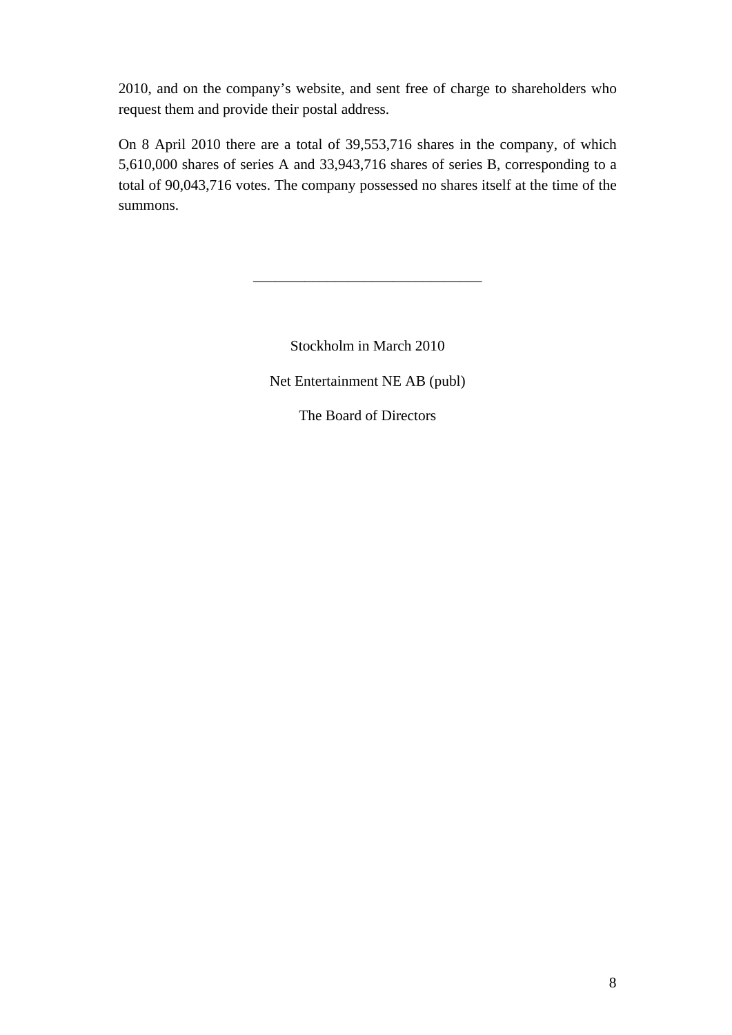2010, and on the company's website, and sent free of charge to shareholders who request them and provide their postal address.

On 8 April 2010 there are a total of 39,553,716 shares in the company, of which 5,610,000 shares of series A and 33,943,716 shares of series B, corresponding to a total of 90,043,716 votes. The company possessed no shares itself at the time of the summons.

---

Stockholm in March 2010

Net Entertainment NE AB (publ)

The Board of Directors